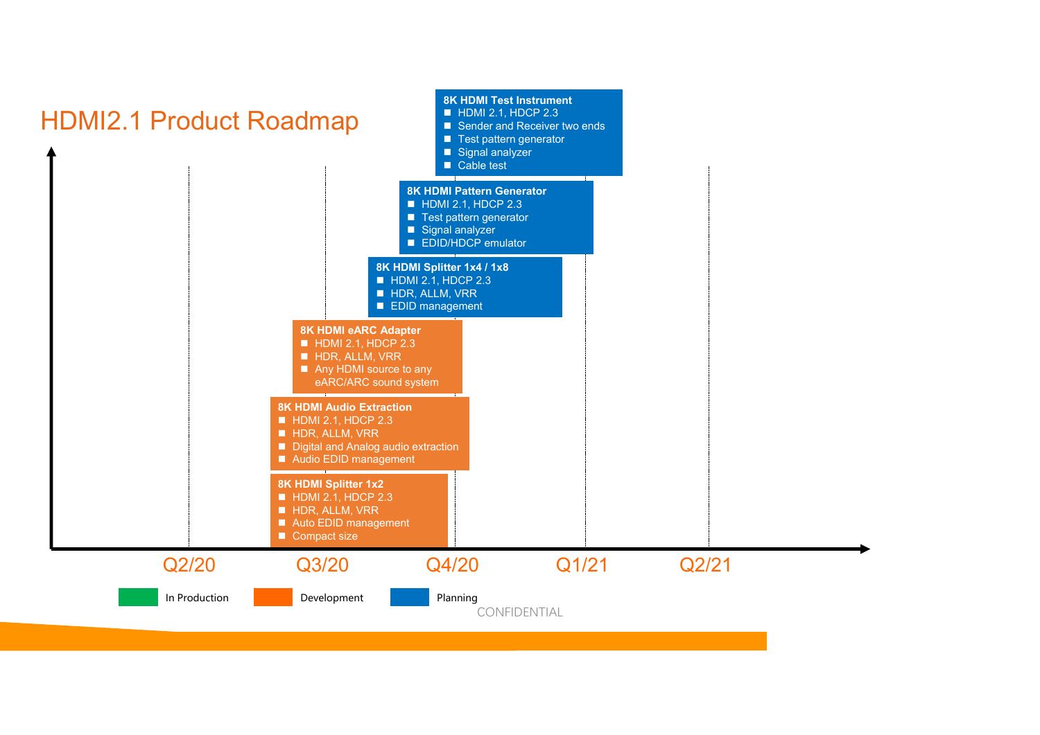# HDMI2.1 Product Roadmap

**8K HDMI Test Instrument**
- HDMI 2.1, HDCP 2.3
- Sender and Receiver two ends
- Test pattern generator
- Signal analyzer
- Cable test

**8K HDMI Pattern Generator**
- HDMI 2.1, HDCP 2.3
- Test pattern generator
- Signal analyzer
- EDID/HDCP emulator

**8K HDMI Splitter 1x4 / 1x8**
- HDMI 2.1, HDCP 2.3
- HDR, ALLM, VRR
- EDID management

**8K HDMI eARC Adapter**
- HDMI 2.1, HDCP 2.3
- HDR, ALLM, VRR
- Any HDMI source to any eARC/ARC sound system

**8K HDMI Audio Extraction**
- HDMI 2.1, HDCP 2.3
- HDR, ALLM, VRR
- Digital and Analog audio extraction
- Audio EDID management

**8K HDMI Splitter 1x2**
- HDMI 2.1, HDCP 2.3
- HDR, ALLM, VRR
- Auto EDID management
- Compact size

Q2/20 Q3/20 Q4/20 Q1/21 Q2/21

In Production | Development | Planning

CONFIDENTIAL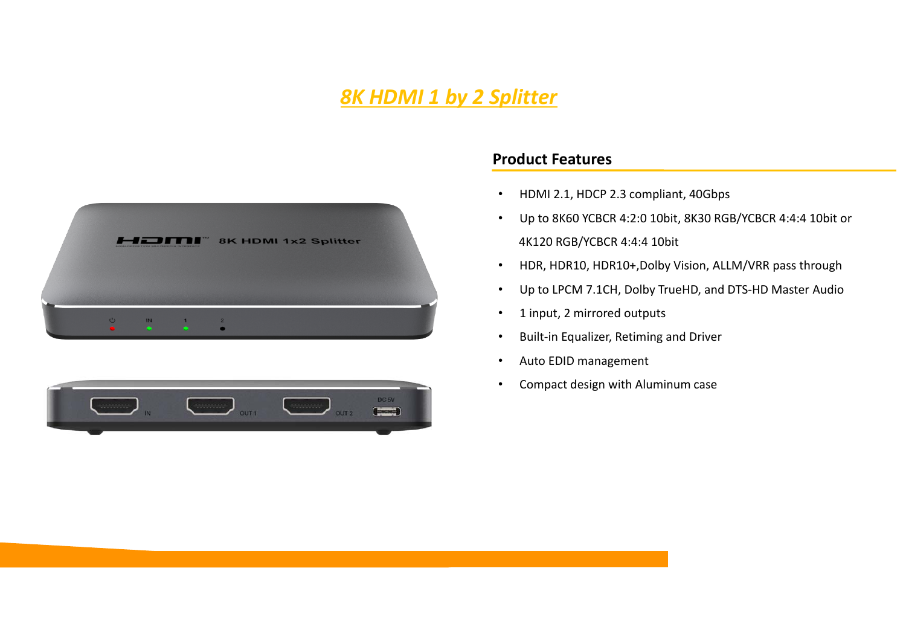# 8K HDMI 1 by 2 Splitter

## Product Features

- HDMI 2.1, HDCP 2.3 compliant, 40Gbps
- Up to 8K60 YCBCR 4:2:0 10bit, 8K30 RGB/YCBCR 4:4:4 10bit or 4K120 RGB/YCBCR 4:4:4 10bit
- HDR, HDR10, HDR10+,Dolby Vision, ALLM/VRR pass through
- Up to LPCM 7.1CH, Dolby TrueHD, and DTS-HD Master Audio
- 1 input, 2 mirrored outputs
- Built-in Equalizer, Retiming and Driver
- Auto EDID management
- Compact design with Aluminum case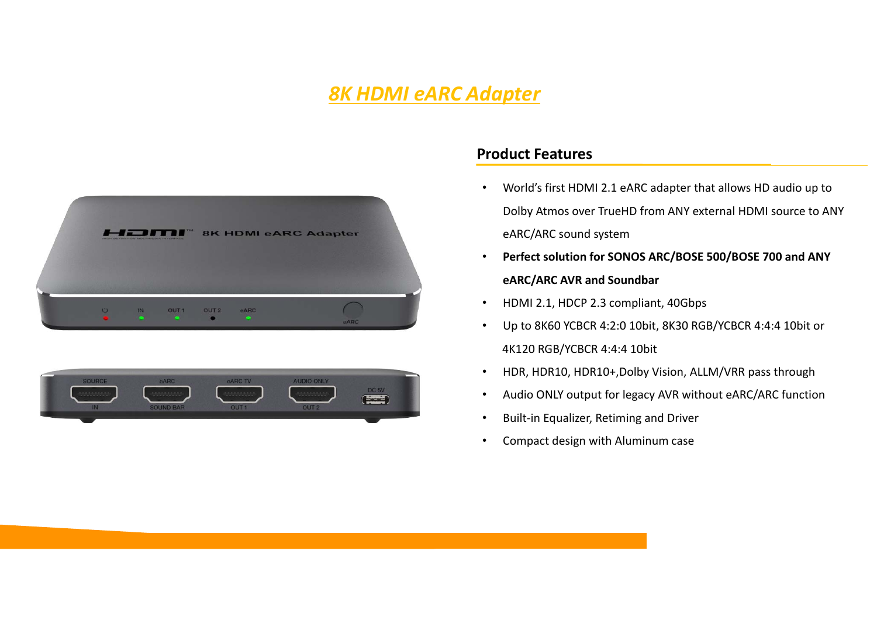# *8K HDMI eARC Adapter*

## Product Features

- World's first HDMI 2.1 eARC adapter that allows HD audio up to Dolby Atmos over TrueHD from ANY external HDMI source to ANY eARC/ARC sound system
- **Perfect solution for SONOS ARC/BOSE 500/BOSE 700 and ANY eARC/ARC AVR and Soundbar**
- HDMI 2.1, HDCP 2.3 compliant, 40Gbps
- Up to 8K60 YCBCR 4:2:0 10bit, 8K30 RGB/YCBCR 4:4:4 10bit or 4K120 RGB/YCBCR 4:4:4 10bit
- HDR, HDR10, HDR10+,Dolby Vision, ALLM/VRR pass through
- Audio ONLY output for legacy AVR without eARC/ARC function
- Built-in Equalizer, Retiming and Driver
- Compact design with Aluminum case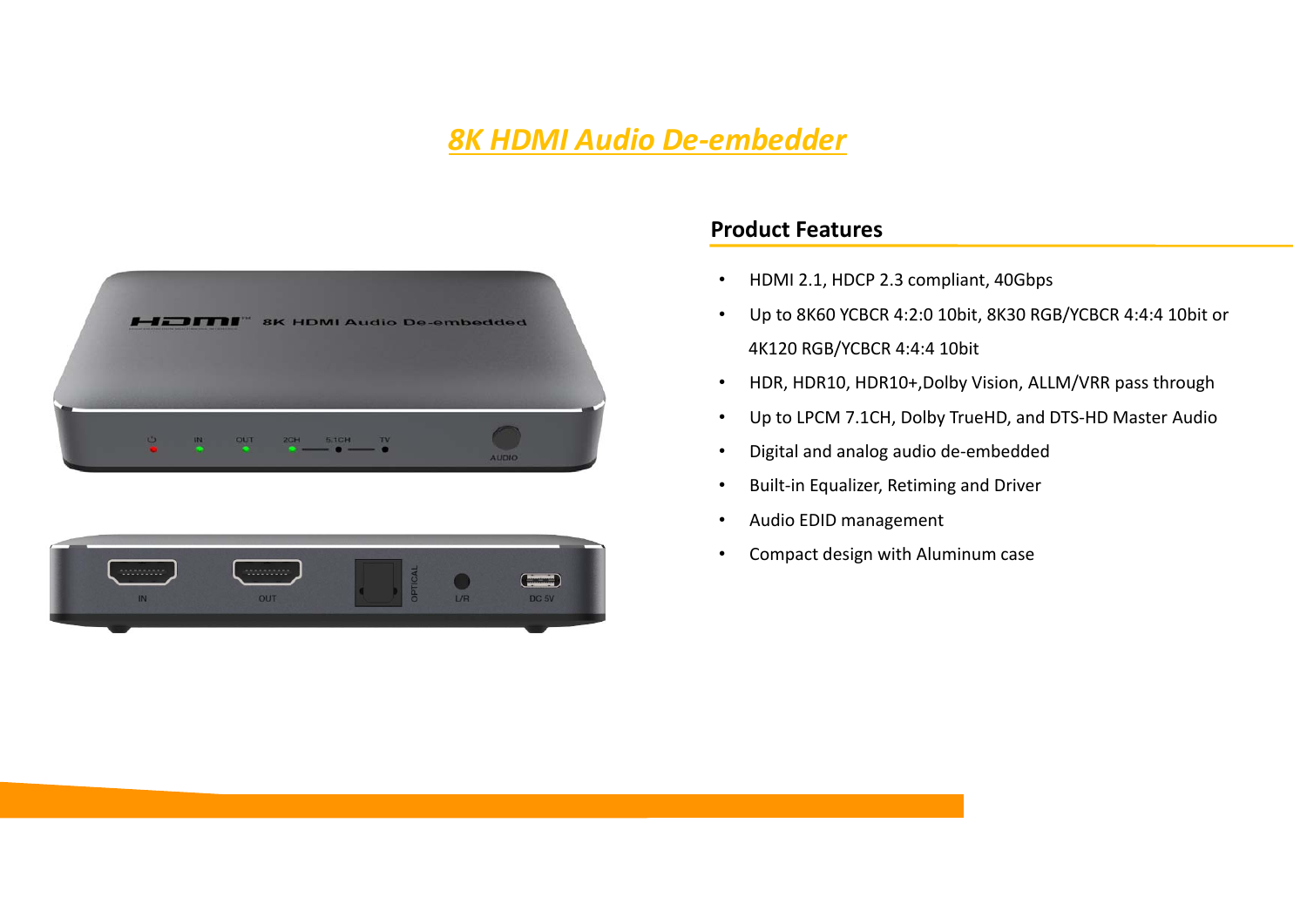# 8K HDMI Audio De-embedder

## Product Features

- HDMI 2.1, HDCP 2.3 compliant, 40Gbps
- Up to 8K60 YCBCR 4:2:0 10bit, 8K30 RGB/YCBCR 4:4:4 10bit or 4K120 RGB/YCBCR 4:4:4 10bit
- HDR, HDR10, HDR10+,Dolby Vision, ALLM/VRR pass through
- Up to LPCM 7.1CH, Dolby TrueHD, and DTS-HD Master Audio
- Digital and analog audio de-embedded
- Built-in Equalizer, Retiming and Driver
- Audio EDID management
- Compact design with Aluminum case